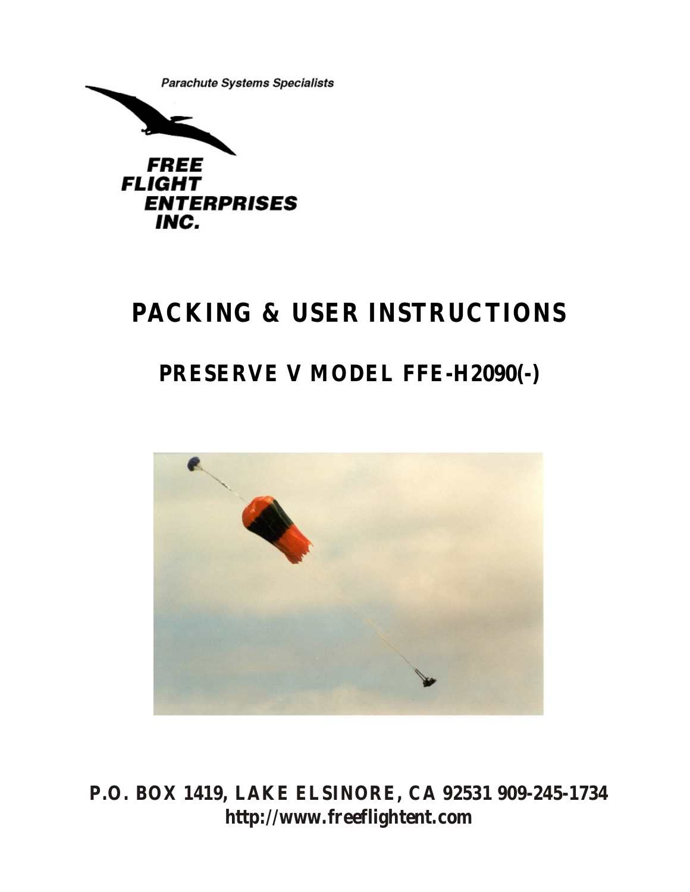Parachute Systems Specialists

**FREE FLIGHT ENTERPRISES INC.**

# PACKING & USER INSTRUCTIONS

## PRESERVE V MODEL FFE-H2090(-)

**P.O. BOX 1419, LAKE ELSINORE, CA 92531 909-245-1734**
**http://www.freeflightent.com**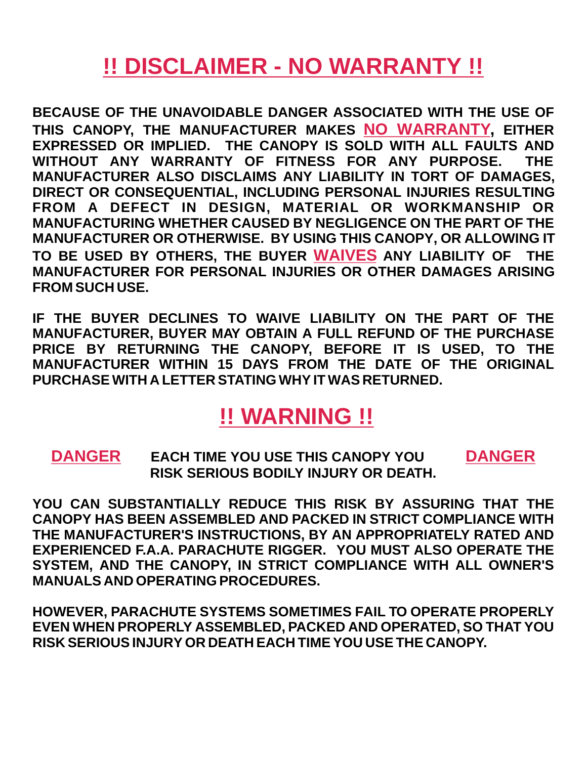# !! DISCLAIMER - NO WARRANTY !!

**BECAUSE OF THE UNAVOIDABLE DANGER ASSOCIATED WITH THE USE OF THIS CANOPY, THE MANUFACTURER MAKES NO WARRANTY, EITHER EXPRESSED OR IMPLIED. THE CANOPY IS SOLD WITH ALL FAULTS AND WITHOUT ANY WARRANTY OF FITNESS FOR ANY PURPOSE. THE MANUFACTURER ALSO DISCLAIMS ANY LIABILITY IN TORT OF DAMAGES, DIRECT OR CONSEQUENTIAL, INCLUDING PERSONAL INJURIES RESULTING FROM A DEFECT IN DESIGN, MATERIAL OR WORKMANSHIP OR MANUFACTURING WHETHER CAUSED BY NEGLIGENCE ON THE PART OF THE MANUFACTURER OR OTHERWISE. BY USING THIS CANOPY, OR ALLOWING IT TO BE USED BY OTHERS, THE BUYER WAIVES ANY LIABILITY OF THE MANUFACTURER FOR PERSONAL INJURIES OR OTHER DAMAGES ARISING FROM SUCH USE.**

**IF THE BUYER DECLINES TO WAIVE LIABILITY ON THE PART OF THE MANUFACTURER, BUYER MAY OBTAIN A FULL REFUND OF THE PURCHASE PRICE BY RETURNING THE CANOPY, BEFORE IT IS USED, TO THE MANUFACTURER WITHIN 15 DAYS FROM THE DATE OF THE ORIGINAL PURCHASE WITH A LETTER STATING WHY IT WAS RETURNED.**

# !! WARNING !!

**DANGER** **EACH TIME YOU USE THIS CANOPY YOU RISK SERIOUS BODILY INJURY OR DEATH.** **DANGER**

**YOU CAN SUBSTANTIALLY REDUCE THIS RISK BY ASSURING THAT THE CANOPY HAS BEEN ASSEMBLED AND PACKED IN STRICT COMPLIANCE WITH THE MANUFACTURER'S INSTRUCTIONS, BY AN APPROPRIATELY RATED AND EXPERIENCED F.A.A. PARACHUTE RIGGER. YOU MUST ALSO OPERATE THE SYSTEM, AND THE CANOPY, IN STRICT COMPLIANCE WITH ALL OWNER'S MANUALS AND OPERATING PROCEDURES.**

**HOWEVER, PARACHUTE SYSTEMS SOMETIMES FAIL TO OPERATE PROPERLY EVEN WHEN PROPERLY ASSEMBLED, PACKED AND OPERATED, SO THAT YOU RISK SERIOUS INJURY OR DEATH EACH TIME YOU USE THE CANOPY.**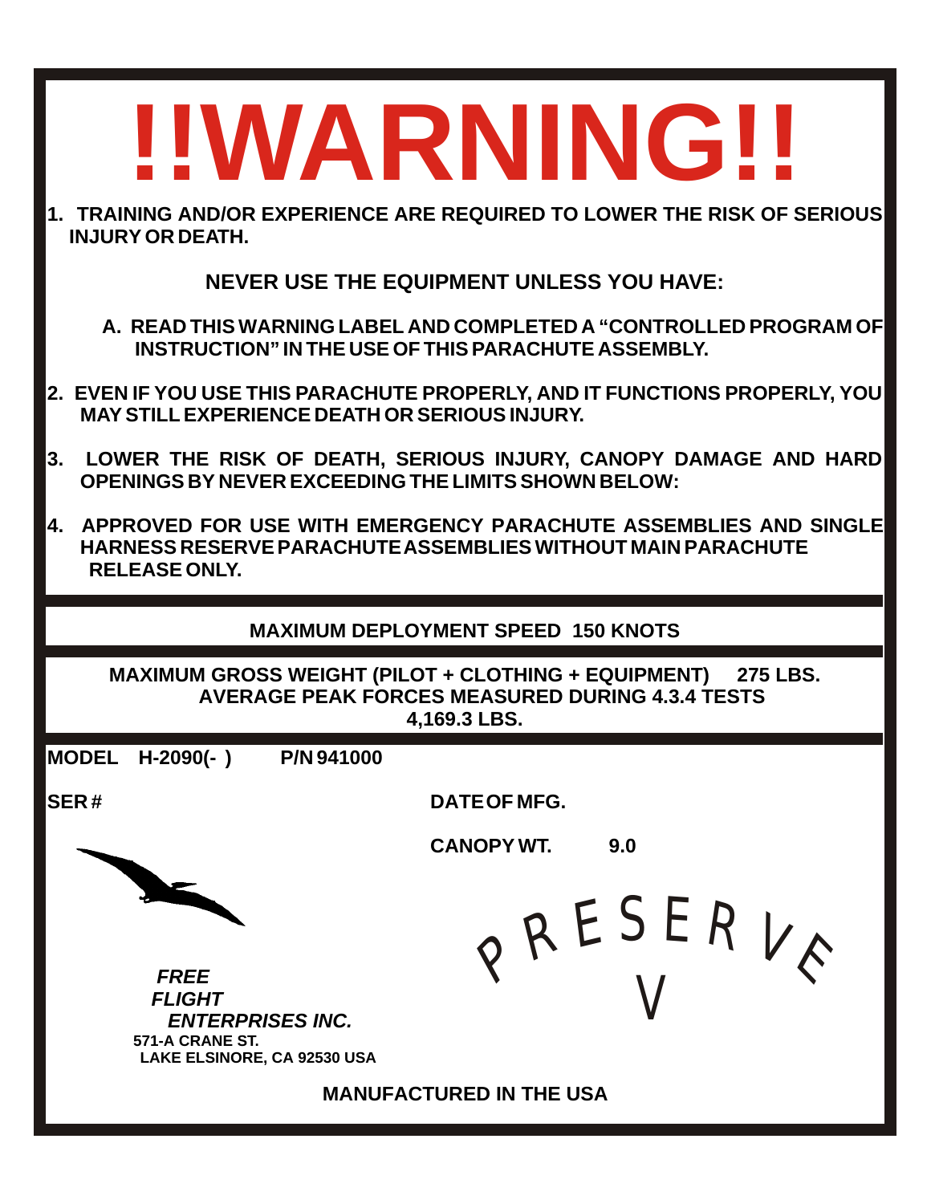# !!WARNING!!

1. **TRAINING AND/OR EXPERIENCE ARE REQUIRED TO LOWER THE RISK OF SERIOUS INJURY OR DEATH.**

**NEVER USE THE EQUIPMENT UNLESS YOU HAVE:**

A. **READ THIS WARNING LABEL AND COMPLETED A "CONTROLLED PROGRAM OF INSTRUCTION" IN THE USE OF THIS PARACHUTE ASSEMBLY.**

2. **EVEN IF YOU USE THIS PARACHUTE PROPERLY, AND IT FUNCTIONS PROPERLY, YOU MAY STILL EXPERIENCE DEATH OR SERIOUS INJURY.**

3. **LOWER THE RISK OF DEATH, SERIOUS INJURY, CANOPY DAMAGE AND HARD OPENINGS BY NEVER EXCEEDING THE LIMITS SHOWN BELOW:**

4. **APPROVED FOR USE WITH EMERGENCY PARACHUTE ASSEMBLIES AND SINGLE HARNESS RESERVE PARACHUTE ASSEMBLIES WITHOUT MAIN PARACHUTE RELEASE ONLY.**

---

**MAXIMUM DEPLOYMENT SPEED 150 KNOTS**

---

**MAXIMUM GROSS WEIGHT (PILOT + CLOTHING + EQUIPMENT) 275 LBS.**
**AVERAGE PEAK FORCES MEASURED DURING 4.3.4 TESTS**
**4,169.3 LBS.**

---

**MODEL H-2090(- ) P/N 941000**

**SER #**

**DATE OF MFG.**

**CANOPY WT. 9.0**

PRESERVE
V

***FREE FLIGHT ENTERPRISES INC.***
**571-A CRANE ST.**
**LAKE ELSINORE, CA 92530 USA**

**MANUFACTURED IN THE USA**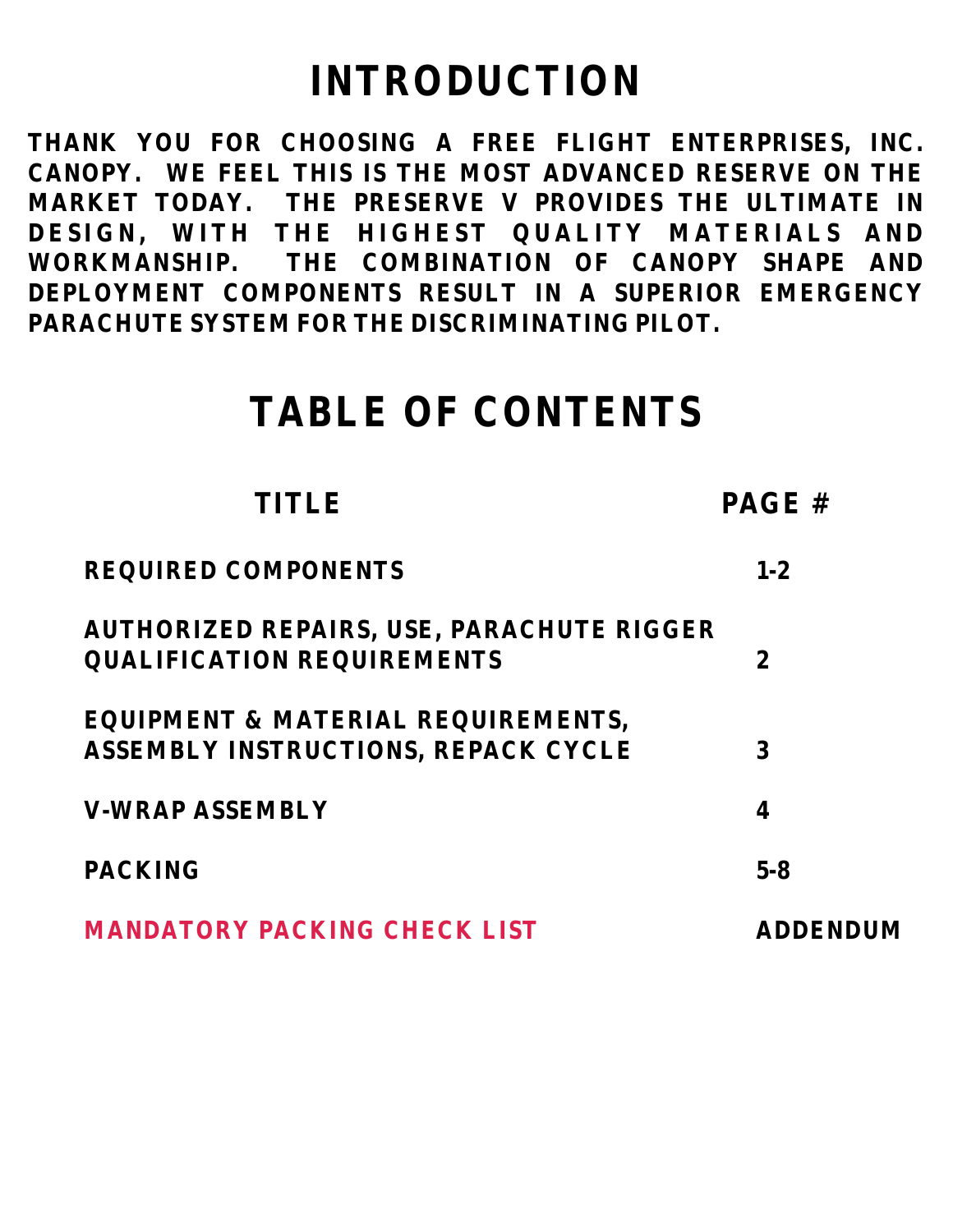# INTRODUCTION

THANK YOU FOR CHOOSING A FREE FLIGHT ENTERPRISES, INC. CANOPY. WE FEEL THIS IS THE MOST ADVANCED RESERVE ON THE MARKET TODAY. THE PRESERVE V PROVIDES THE ULTIMATE IN DESIGN, WITH THE HIGHEST QUALITY MATERIALS AND WORKMANSHIP. THE COMBINATION OF CANOPY SHAPE AND DEPLOYMENT COMPONENTS RESULT IN A SUPERIOR EMERGENCY PARACHUTE SYSTEM FOR THE DISCRIMINATING PILOT.

# TABLE OF CONTENTS

| TITLE | PAGE # |
|---|---|
| REQUIRED COMPONENTS | 1-2 |
| AUTHORIZED REPAIRS, USE, PARACHUTE RIGGER QUALIFICATION REQUIREMENTS | 2 |
| EQUIPMENT & MATERIAL REQUIREMENTS, ASSEMBLY INSTRUCTIONS, REPACK CYCLE | 3 |
| V-WRAP ASSEMBLY | 4 |
| PACKING | 5-8 |
| MANDATORY PACKING CHECK LIST | ADDENDUM |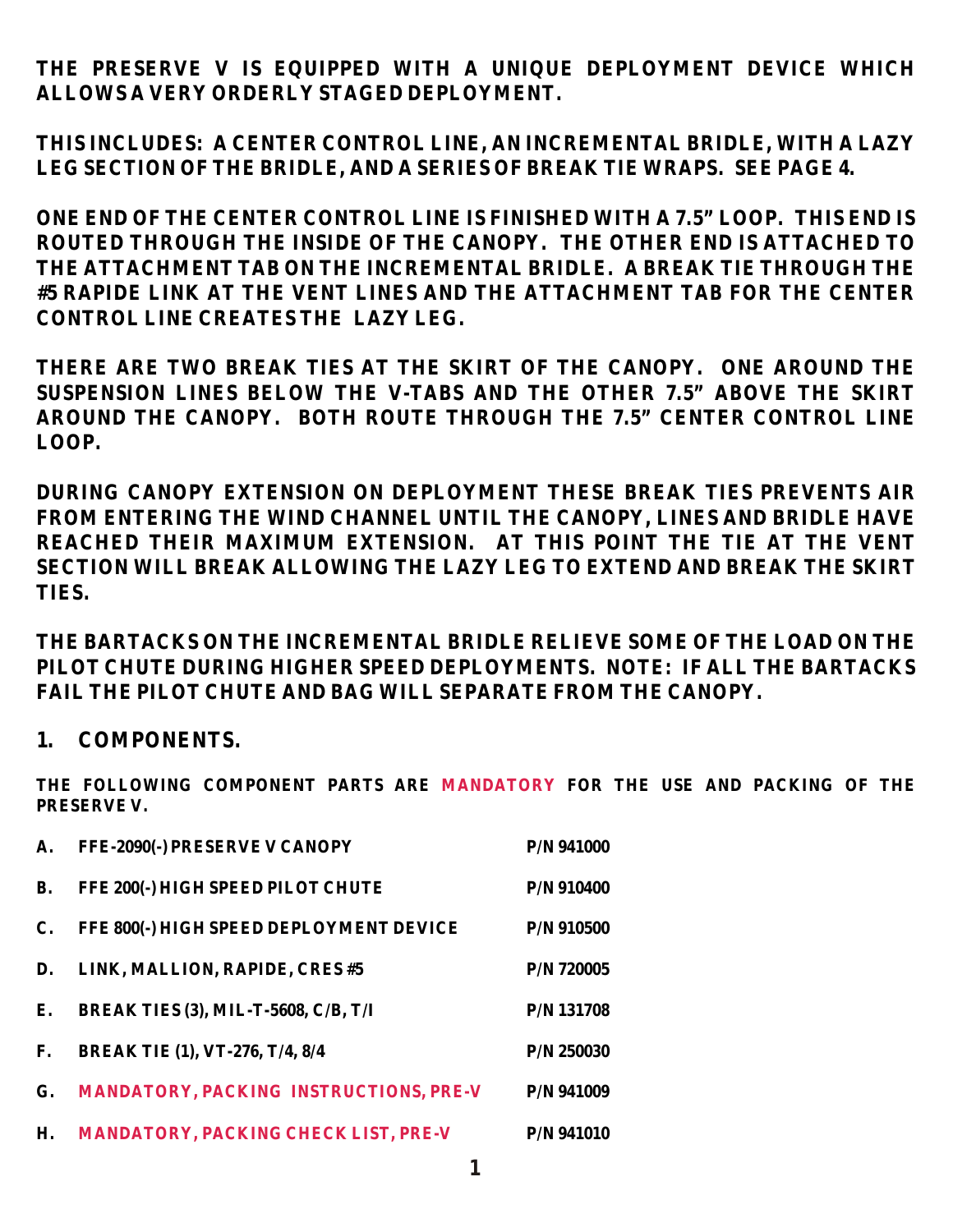**THE PRESERVE V IS EQUIPPED WITH A UNIQUE DEPLOYMENT DEVICE WHICH ALLOWS A VERY ORDERLY STAGED DEPLOYMENT.**

**THIS INCLUDES: A CENTER CONTROL LINE, AN INCREMENTAL BRIDLE, WITH A LAZY LEG SECTION OF THE BRIDLE, AND A SERIES OF BREAK TIE WRAPS. SEE PAGE 4.**

**ONE END OF THE CENTER CONTROL LINE IS FINISHED WITH A 7.5" LOOP. THIS END IS ROUTED THROUGH THE INSIDE OF THE CANOPY. THE OTHER END IS ATTACHED TO THE ATTACHMENT TAB ON THE INCREMENTAL BRIDLE. A BREAK TIE THROUGH THE #5 RAPIDE LINK AT THE VENT LINES AND THE ATTACHMENT TAB FOR THE CENTER CONTROL LINE CREATES THE LAZY LEG.**

**THERE ARE TWO BREAK TIES AT THE SKIRT OF THE CANOPY. ONE AROUND THE SUSPENSION LINES BELOW THE V-TABS AND THE OTHER 7.5" ABOVE THE SKIRT AROUND THE CANOPY. BOTH ROUTE THROUGH THE 7.5" CENTER CONTROL LINE LOOP.**

**DURING CANOPY EXTENSION ON DEPLOYMENT THESE BREAK TIES PREVENTS AIR FROM ENTERING THE WIND CHANNEL UNTIL THE CANOPY, LINES AND BRIDLE HAVE REACHED THEIR MAXIMUM EXTENSION. AT THIS POINT THE TIE AT THE VENT SECTION WILL BREAK ALLOWING THE LAZY LEG TO EXTEND AND BREAK THE SKIRT TIES.**

**THE BARTACKS ON THE INCREMENTAL BRIDLE RELIEVE SOME OF THE LOAD ON THE PILOT CHUTE DURING HIGHER SPEED DEPLOYMENTS. NOTE: IF ALL THE BARTACKS FAIL THE PILOT CHUTE AND BAG WILL SEPARATE FROM THE CANOPY.**

## 1. COMPONENTS.

**THE FOLLOWING COMPONENT PARTS ARE MANDATORY FOR THE USE AND PACKING OF THE PRESERVE V.**

| | | |
|---|---|---|
| A. | FFE-2090(-) PRESERVE V CANOPY | P/N 941000 |
| B. | FFE 200(-) HIGH SPEED PILOT CHUTE | P/N 910400 |
| C. | FFE 800(-) HIGH SPEED DEPLOYMENT DEVICE | P/N 910500 |
| D. | LINK, MALLION, RAPIDE, CRES #5 | P/N 720005 |
| E. | BREAK TIES (3), MIL-T-5608, C/B, T/I | P/N 131708 |
| F. | BREAK TIE (1), VT-276, T/4, 8/4 | P/N 250030 |
| G. | MANDATORY, PACKING INSTRUCTIONS, PRE-V | P/N 941009 |
| H. | MANDATORY, PACKING CHECK LIST, PRE-V | P/N 941010 |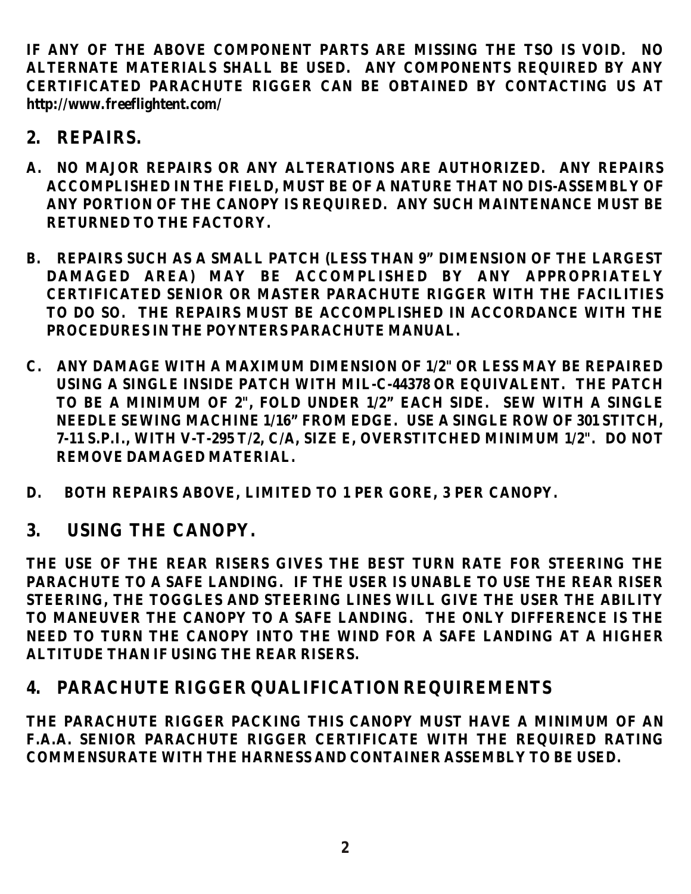**IF ANY OF THE ABOVE COMPONENT PARTS ARE MISSING THE TSO IS VOID. NO ALTERNATE MATERIALS SHALL BE USED. ANY COMPONENTS REQUIRED BY ANY CERTIFICATED PARACHUTE RIGGER CAN BE OBTAINED BY CONTACTING US AT http://www.freeflightent.com/**

## 2. REPAIRS.

**A. NO MAJOR REPAIRS OR ANY ALTERATIONS ARE AUTHORIZED. ANY REPAIRS ACCOMPLISHED IN THE FIELD, MUST BE OF A NATURE THAT NO DIS-ASSEMBLY OF ANY PORTION OF THE CANOPY IS REQUIRED. ANY SUCH MAINTENANCE MUST BE RETURNED TO THE FACTORY.**

**B. REPAIRS SUCH AS A SMALL PATCH (LESS THAN 9" DIMENSION OF THE LARGEST DAMAGED AREA) MAY BE ACCOMPLISHED BY ANY APPROPRIATELY CERTIFICATED SENIOR OR MASTER PARACHUTE RIGGER WITH THE FACILITIES TO DO SO. THE REPAIRS MUST BE ACCOMPLISHED IN ACCORDANCE WITH THE PROCEDURES IN THE POYNTERS PARACHUTE MANUAL.**

**C. ANY DAMAGE WITH A MAXIMUM DIMENSION OF 1/2" OR LESS MAY BE REPAIRED USING A SINGLE INSIDE PATCH WITH MIL-C-44378 OR EQUIVALENT. THE PATCH TO BE A MINIMUM OF 2", FOLD UNDER 1/2" EACH SIDE. SEW WITH A SINGLE NEEDLE SEWING MACHINE 1/16" FROM EDGE. USE A SINGLE ROW OF 301 STITCH, 7-11 S.P.I., WITH V-T-295 T/2, C/A, SIZE E, OVERSTITCHED MINIMUM 1/2". DO NOT REMOVE DAMAGED MATERIAL.**

**D. BOTH REPAIRS ABOVE, LIMITED TO 1 PER GORE, 3 PER CANOPY.**

## 3. USING THE CANOPY.

**THE USE OF THE REAR RISERS GIVES THE BEST TURN RATE FOR STEERING THE PARACHUTE TO A SAFE LANDING. IF THE USER IS UNABLE TO USE THE REAR RISER STEERING, THE TOGGLES AND STEERING LINES WILL GIVE THE USER THE ABILITY TO MANEUVER THE CANOPY TO A SAFE LANDING. THE ONLY DIFFERENCE IS THE NEED TO TURN THE CANOPY INTO THE WIND FOR A SAFE LANDING AT A HIGHER ALTITUDE THAN IF USING THE REAR RISERS.**

## 4. PARACHUTE RIGGER QUALIFICATION REQUIREMENTS

**THE PARACHUTE RIGGER PACKING THIS CANOPY MUST HAVE A MINIMUM OF AN F.A.A. SENIOR PARACHUTE RIGGER CERTIFICATE WITH THE REQUIRED RATING COMMENSURATE WITH THE HARNESS AND CONTAINER ASSEMBLY TO BE USED.**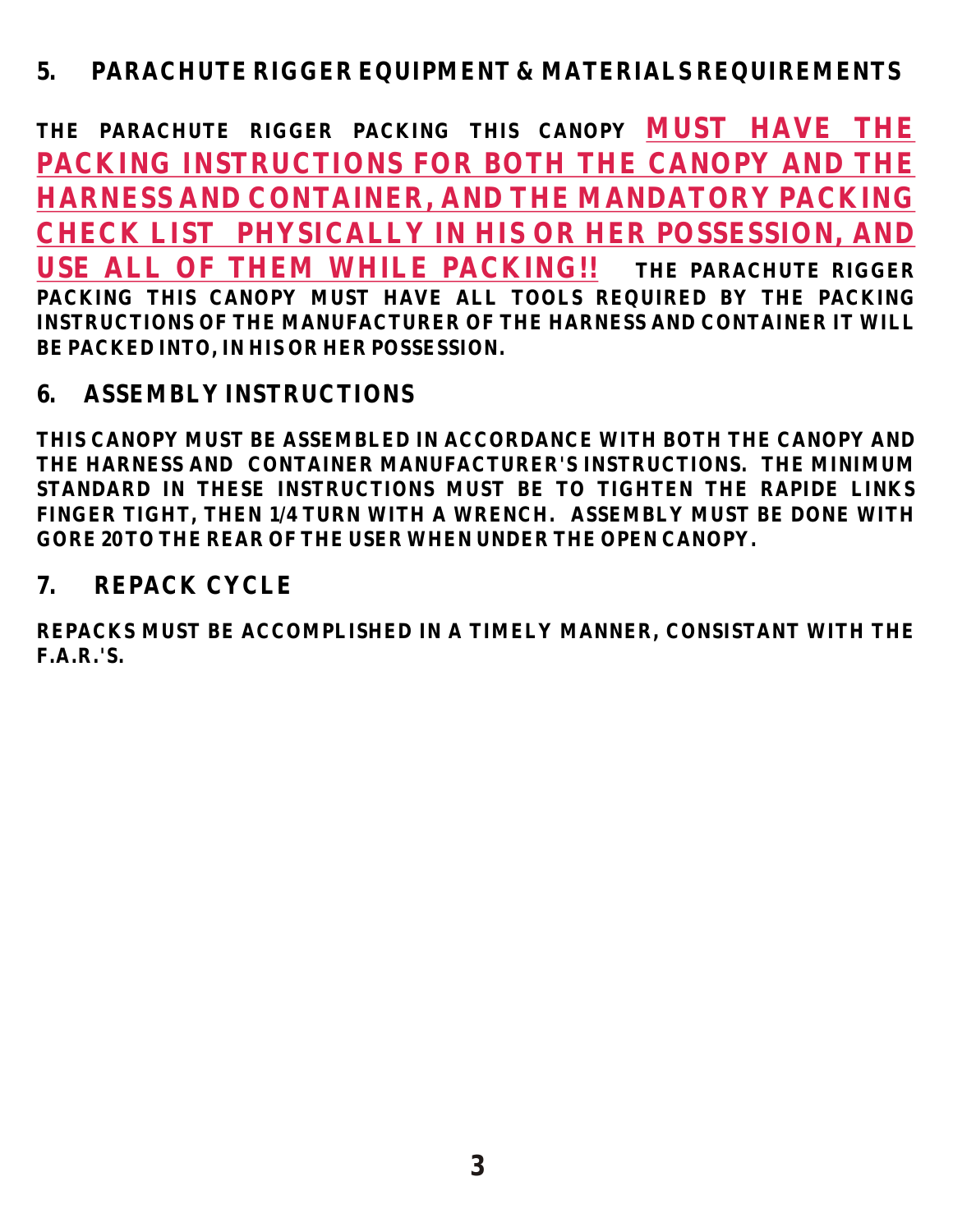## 5. PARACHUTE RIGGER EQUIPMENT & MATERIALS REQUIREMENTS

**THE PARACHUTE RIGGER PACKING THIS CANOPY <u>MUST HAVE THE PACKING INSTRUCTIONS FOR BOTH THE CANOPY AND THE HARNESS AND CONTAINER, AND THE MANDATORY PACKING CHECK LIST PHYSICALLY IN HIS OR HER POSSESSION, AND USE ALL OF THEM WHILE PACKING!!</u> THE PARACHUTE RIGGER PACKING THIS CANOPY MUST HAVE ALL TOOLS REQUIRED BY THE PACKING INSTRUCTIONS OF THE MANUFACTURER OF THE HARNESS AND CONTAINER IT WILL BE PACKED INTO, IN HIS OR HER POSSESSION.**

## 6. ASSEMBLY INSTRUCTIONS

**THIS CANOPY MUST BE ASSEMBLED IN ACCORDANCE WITH BOTH THE CANOPY AND THE HARNESS AND CONTAINER MANUFACTURER'S INSTRUCTIONS. THE MINIMUM STANDARD IN THESE INSTRUCTIONS MUST BE TO TIGHTEN THE RAPIDE LINKS FINGER TIGHT, THEN 1/4 TURN WITH A WRENCH. ASSEMBLY MUST BE DONE WITH GORE 20 TO THE REAR OF THE USER WHEN UNDER THE OPEN CANOPY.**

## 7. REPACK CYCLE

**REPACKS MUST BE ACCOMPLISHED IN A TIMELY MANNER, CONSISTANT WITH THE F.A.R.'S.**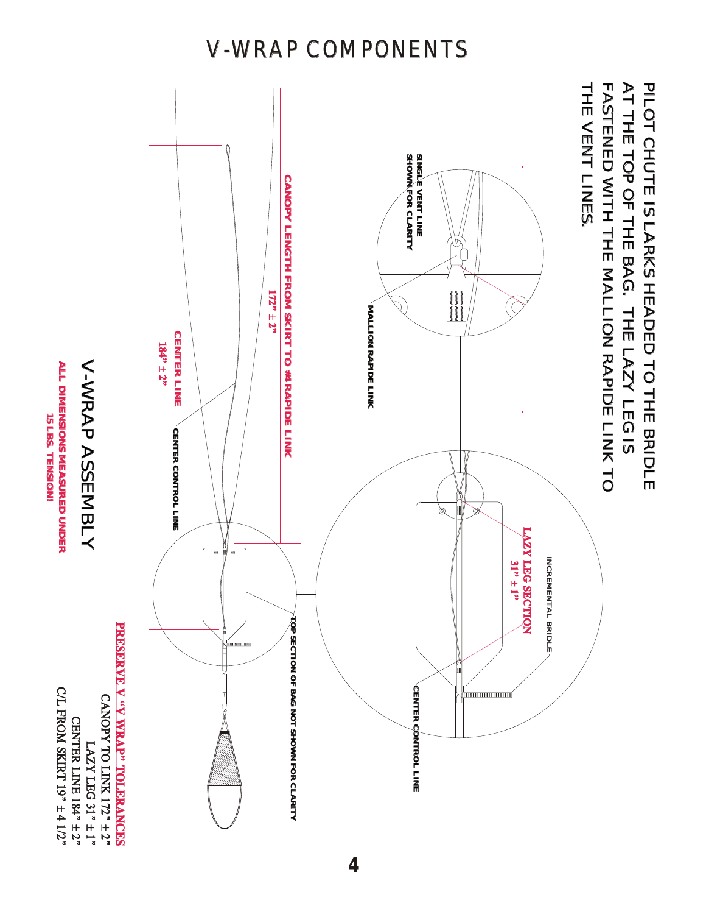# V-WRAP COMPONENTS

PILOT CHUTE IS LARKS HEADED TO THE BRIDLE AT THE TOP OF THE BAG. THE LAZY LEG IS FASTENED WITH THE MALLION RAPIDE LINK TO THE VENT LINES.

SINGLE VENT LINE SHOWN FOR CLARITY

MALLION RAPIDE LINK

INCREMENTAL BRIDLE

LAZY LEG SECTION
31" ± 1"

CENTER CONTROL LINE

CANOPY LENGTH FROM SKIRT TO #4 RAPIDE LINK
172" ± 2"

CENTER LINE
184" ± 2"

CENTER CONTROL LINE

TOP SECTION OF BAG NOT SHOWN FOR CLARITY

## V-WRAP ASSEMBLY

ALL DIMENSIONS MEASURED UNDER 15 LBS. TENSION!

**PRESERVE V "V WRAP" TOLERANCES**

CANOPY TO LINK 172" ±2"
LAZY LEG 31" ± 1"
CENTER LINE 184" ±2"
C/L FROM SKIRT 19" ± 4 1/2"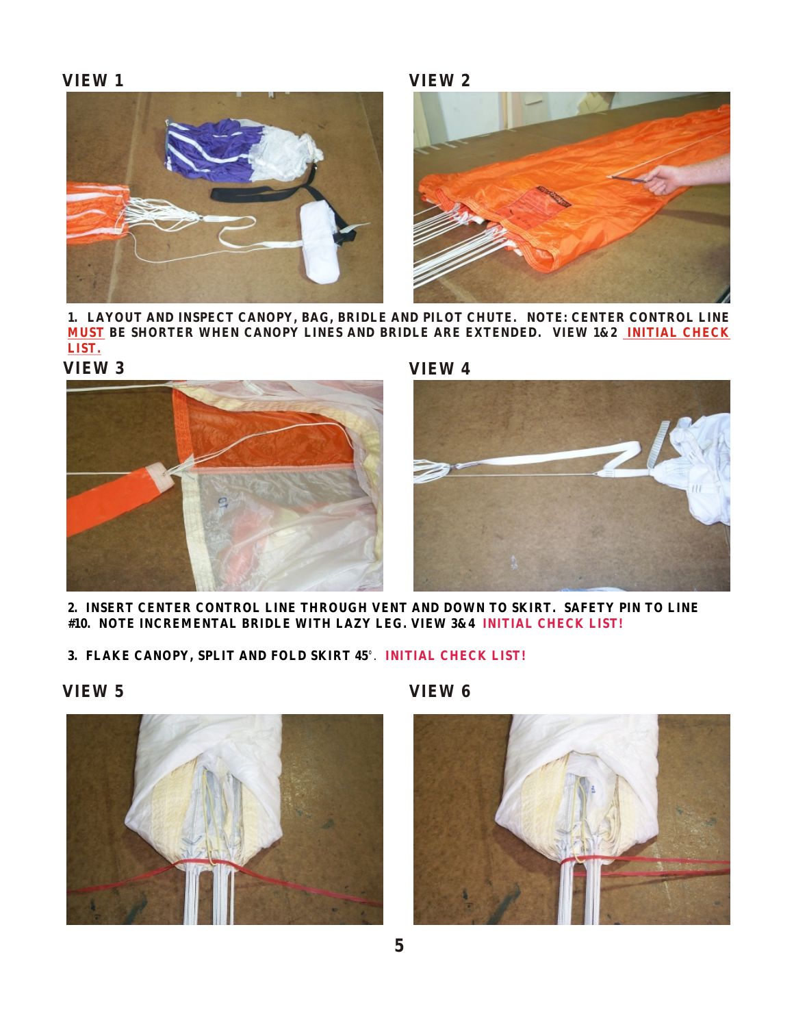**VIEW 1**

**VIEW 2**

**1. LAYOUT AND INSPECT CANOPY, BAG, BRIDLE AND PILOT CHUTE. NOTE: CENTER CONTROL LINE MUST BE SHORTER WHEN CANOPY LINES AND BRIDLE ARE EXTENDED. VIEW 1&2 INITIAL CHECK LIST.**

**VIEW 3**

**VIEW 4**

**2. INSERT CENTER CONTROL LINE THROUGH VENT AND DOWN TO SKIRT. SAFETY PIN TO LINE #10. NOTE INCREMENTAL BRIDLE WITH LAZY LEG. VIEW 3&4 INITIAL CHECK LIST!**

**3. FLAKE CANOPY, SPLIT AND FOLD SKIRT 45°. INITIAL CHECK LIST!**

**VIEW 5**

**VIEW 6**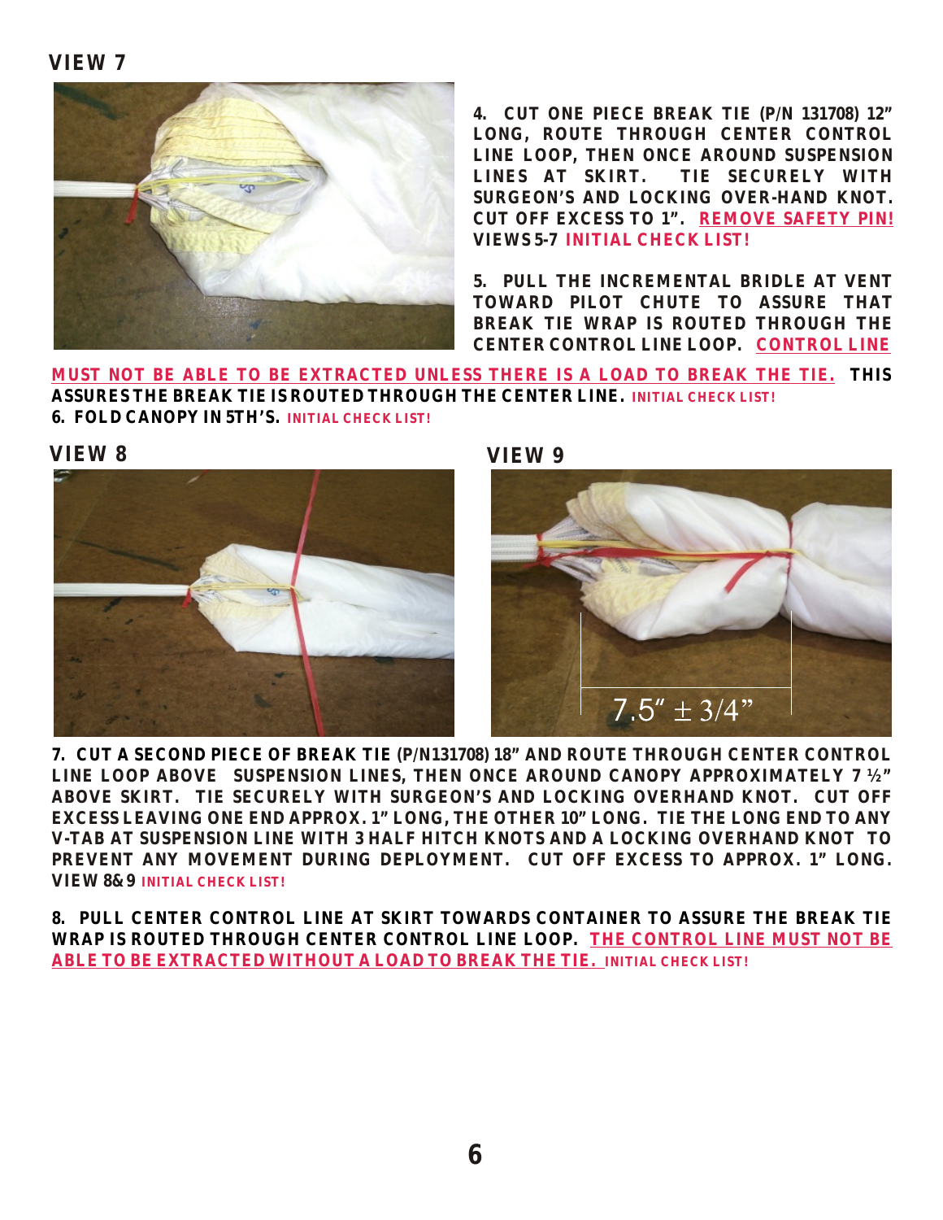**VIEW 7**

**4. CUT ONE PIECE BREAK TIE (P/N 131708) 12" LONG, ROUTE THROUGH CENTER CONTROL LINE LOOP, THEN ONCE AROUND SUSPENSION LINES AT SKIRT. TIE SECURELY WITH SURGEON'S AND LOCKING OVER-HAND KNOT. CUT OFF EXCESS TO 1". <u>REMOVE SAFETY PIN!</u> VIEWS 5-7 INITIAL CHECK LIST!**

**5. PULL THE INCREMENTAL BRIDLE AT VENT TOWARD PILOT CHUTE TO ASSURE THAT BREAK TIE WRAP IS ROUTED THROUGH THE CENTER CONTROL LINE LOOP. <u>CONTROL LINE MUST NOT BE ABLE TO BE EXTRACTED UNLESS THERE IS A LOAD TO BREAK THE TIE.</u> THIS ASSURES THE BREAK TIE IS ROUTED THROUGH THE CENTER LINE. INITIAL CHECK LIST!**

**6. FOLD CANOPY IN 5TH'S. INITIAL CHECK LIST!**

**VIEW 8**

**VIEW 9**

7.5" ± 3/4"

**7. CUT A SECOND PIECE OF BREAK TIE (P/N131708) 18" AND ROUTE THROUGH CENTER CONTROL LINE LOOP ABOVE SUSPENSION LINES, THEN ONCE AROUND CANOPY APPROXIMATELY 7 ½" ABOVE SKIRT. TIE SECURELY WITH SURGEON'S AND LOCKING OVERHAND KNOT. CUT OFF EXCESS LEAVING ONE END APPROX. 1" LONG, THE OTHER 10" LONG. TIE THE LONG END TO ANY V-TAB AT SUSPENSION LINE WITH 3 HALF HITCH KNOTS AND A LOCKING OVERHAND KNOT TO PREVENT ANY MOVEMENT DURING DEPLOYMENT. CUT OFF EXCESS TO APPROX. 1" LONG. VIEW 8& 9 INITIAL CHECK LIST!**

**8. PULL CENTER CONTROL LINE AT SKIRT TOWARDS CONTAINER TO ASSURE THE BREAK TIE WRAP IS ROUTED THROUGH CENTER CONTROL LINE LOOP. <u>THE CONTROL LINE MUST NOT BE ABLE TO BE EXTRACTED WITHOUT A LOAD TO BREAK THE TIE.</u> INITIAL CHECK LIST!**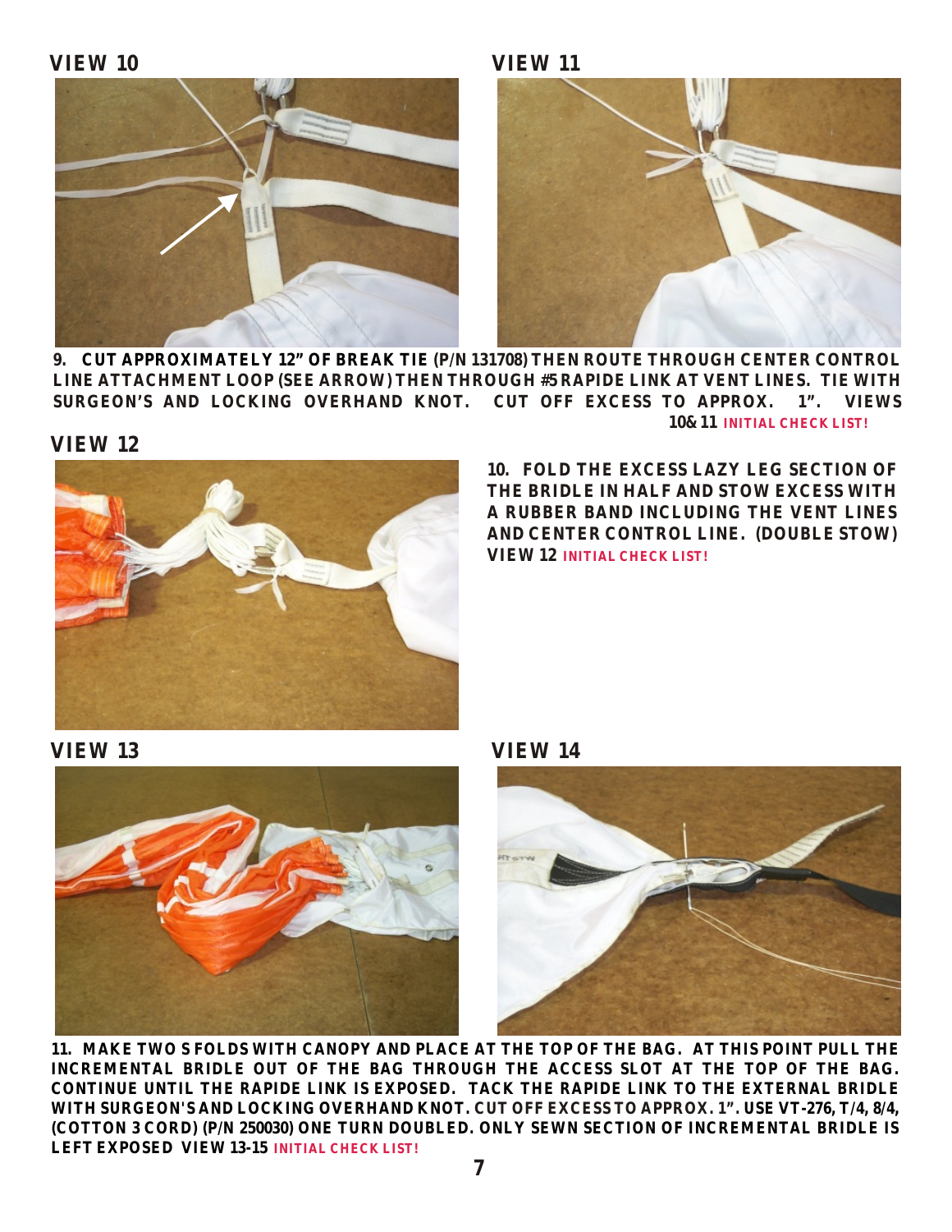**VIEW 10**

**VIEW 11**

**9. CUT APPROXIMATELY 12" OF BREAK TIE (P/N 131708) THEN ROUTE THROUGH CENTER CONTROL LINE ATTACHMENT LOOP (SEE ARROW) THEN THROUGH #5 RAPIDE LINK AT VENT LINES. TIE WITH SURGEON'S AND LOCKING OVERHAND KNOT. CUT OFF EXCESS TO APPROX. 1". VIEWS 10& 11 INITIAL CHECK LIST!**

**VIEW 12**

**10. FOLD THE EXCESS LAZY LEG SECTION OF THE BRIDLE IN HALF AND STOW EXCESS WITH A RUBBER BAND INCLUDING THE VENT LINES AND CENTER CONTROL LINE. (DOUBLE STOW) VIEW 12 INITIAL CHECK LIST!**

**VIEW 13**

**VIEW 14**

**11. MAKE TWO S FOLDS WITH CANOPY AND PLACE AT THE TOP OF THE BAG. AT THIS POINT PULL THE INCREMENTAL BRIDLE OUT OF THE BAG THROUGH THE ACCESS SLOT AT THE TOP OF THE BAG. CONTINUE UNTIL THE RAPIDE LINK IS EXPOSED. TACK THE RAPIDE LINK TO THE EXTERNAL BRIDLE WITH SURGEON'S AND LOCKING OVERHAND KNOT. CUT OFF EXCESS TO APPROX. 1". USE VT-276, T/4, 8/4, (COTTON 3 CORD) (P/N 250030) ONE TURN DOUBLED. ONLY SEWN SECTION OF INCREMENTAL BRIDLE IS LEFT EXPOSED VIEW 13-15 INITIAL CHECK LIST!**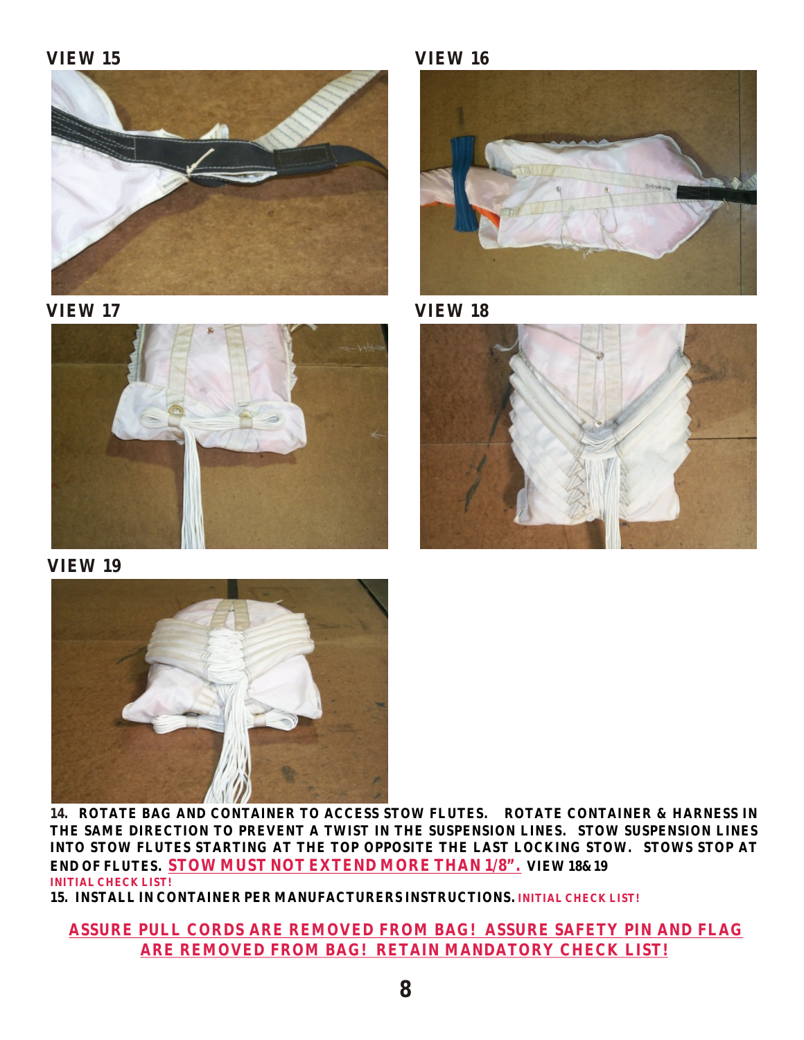**VIEW 15**

**VIEW 16**

**VIEW 17**

**VIEW 18**

**VIEW 19**

**14. ROTATE BAG AND CONTAINER TO ACCESS STOW FLUTES. ROTATE CONTAINER & HARNESS IN THE SAME DIRECTION TO PREVENT A TWIST IN THE SUSPENSION LINES. STOW SUSPENSION LINES INTO STOW FLUTES STARTING AT THE TOP OPPOSITE THE LAST LOCKING STOW. STOWS STOP AT END OF FLUTES. STOW MUST NOT EXTEND MORE THAN 1/8". VIEW 18& 19**
**INITIAL CHECK LIST!**

**15. INSTALL IN CONTAINER PER MANUFACTURERS INSTRUCTIONS. INITIAL CHECK LIST!**

**ASSURE PULL CORDS ARE REMOVED FROM BAG! ASSURE SAFETY PIN AND FLAG ARE REMOVED FROM BAG! RETAIN MANDATORY CHECK LIST!**